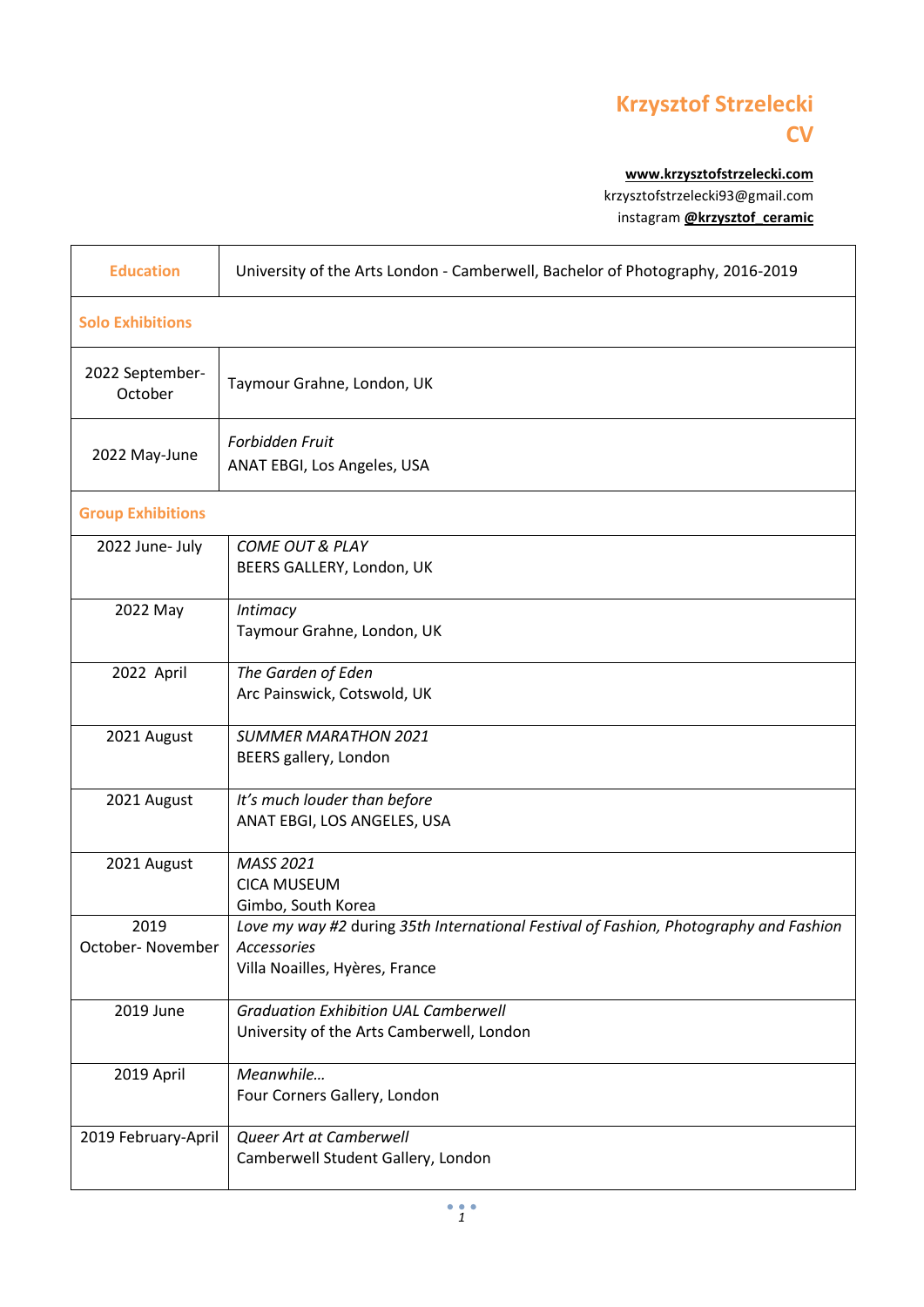# Krzysztof Strzelecki
# CV

**www.krzysztofstrzelecki.com**
krzysztofstrzelecki93@gmail.com
instagram **@krzysztof_ceramic**

| | |
|---|---|
| **Education** | University of the Arts London - Camberwell, Bachelor of Photography, 2016-2019 |
| **Solo Exhibitions** | |
| 2022 September-October | Taymour Grahne, London, UK |
| 2022 May-June | *Forbidden Fruit*<br>ANAT EBGI, Los Angeles, USA |
| **Group Exhibitions** | |
| 2022 June- July | *COME OUT & PLAY*<br>BEERS GALLERY, London, UK |
| 2022 May | *Intimacy*<br>Taymour Grahne, London, UK |
| 2022 April | *The Garden of Eden*<br>Arc Painswick, Cotswold, UK |
| 2021 August | *SUMMER MARATHON 2021*<br>BEERS gallery, London |
| 2021 August | *It's much louder than before*<br>ANAT EBGI, LOS ANGELES, USA |
| 2021 August | *MASS 2021*<br>CICA MUSEUM<br>Gimbo, South Korea |
| 2019 October- November | *Love my way #2* during *35th International Festival of Fashion, Photography and Fashion Accessories*<br>Villa Noailles, Hyères, France |
| 2019 June | *Graduation Exhibition UAL Camberwell*<br>University of the Arts Camberwell, London |
| 2019 April | *Meanwhile…*<br>Four Corners Gallery, London |
| 2019 February-April | *Queer Art at Camberwell*<br>Camberwell Student Gallery, London |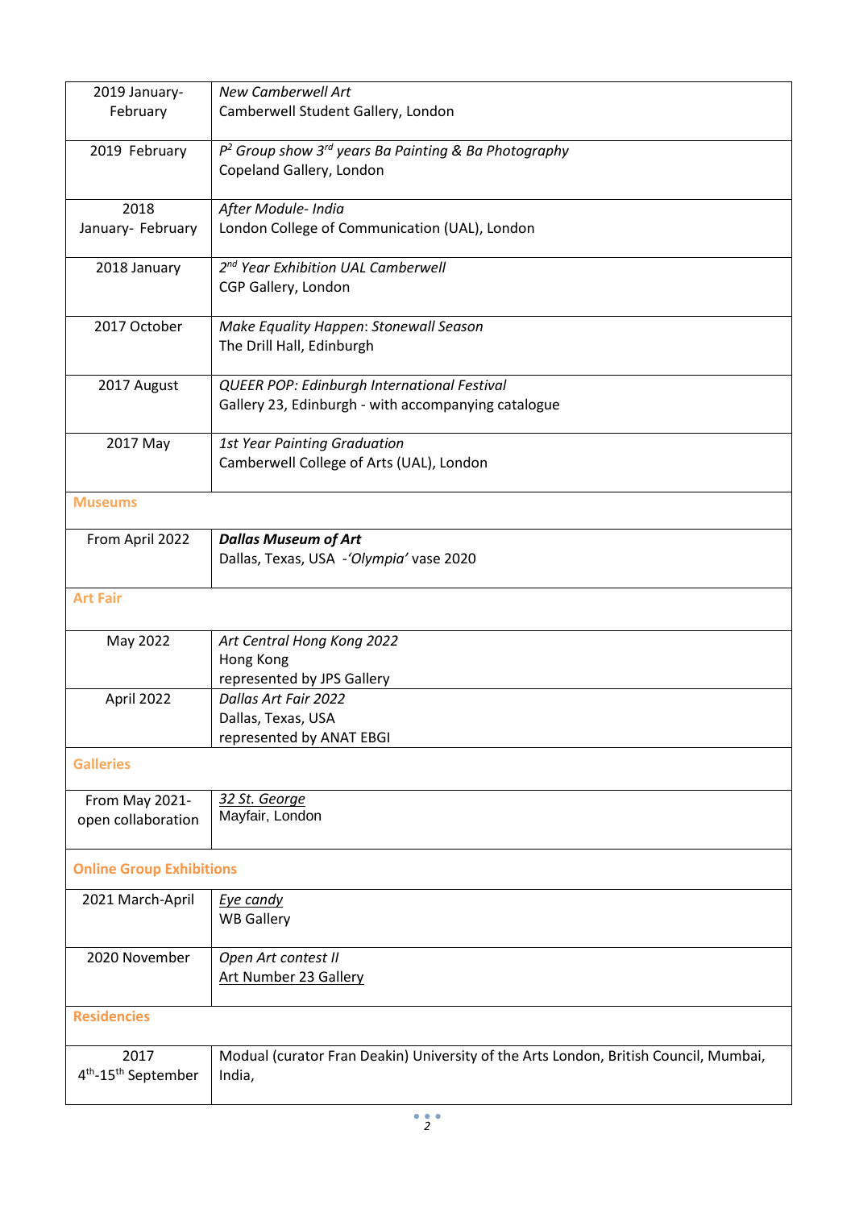| | |
|---|---|
| 2019 January-February | *New Camberwell Art*<br>Camberwell Student Gallery, London |
| 2019 February | *P² Group show 3rd years Ba Painting & Ba Photography*<br>Copeland Gallery, London |
| 2018<br>January- February | *After Module- India*<br>London College of Communication (UAL), London |
| 2018 January | *2nd Year Exhibition UAL Camberwell*<br>CGP Gallery, London |
| 2017 October | *Make Equality Happen: Stonewall Season*<br>The Drill Hall, Edinburgh |
| 2017 August | *QUEER POP: Edinburgh International Festival*<br>Gallery 23, Edinburgh - with accompanying catalogue |
| 2017 May | *1st Year Painting Graduation*<br>Camberwell College of Arts (UAL), London |
| **Museums** | |
| From April 2022 | ***Dallas Museum of Art***<br>Dallas, Texas, USA -*'Olympia'* vase 2020 |
| **Art Fair** | |
| May 2022 | *Art Central Hong Kong 2022*<br>Hong Kong<br>represented by JPS Gallery |
| April 2022 | *Dallas Art Fair 2022*<br>Dallas, Texas, USA<br>represented by ANAT EBGI |
| **Galleries** | |
| From May 2021-<br>open collaboration | *32 St. George*<br>Mayfair, London |
| **Online Group Exhibitions** | |
| 2021 March-April | *Eye candy*<br>WB Gallery |
| 2020 November | *Open Art contest II*<br>Art Number 23 Gallery |
| **Residencies** | |
| 2017<br>4th-15th September | Modual (curator Fran Deakin) University of the Arts London, British Council, Mumbai, India, |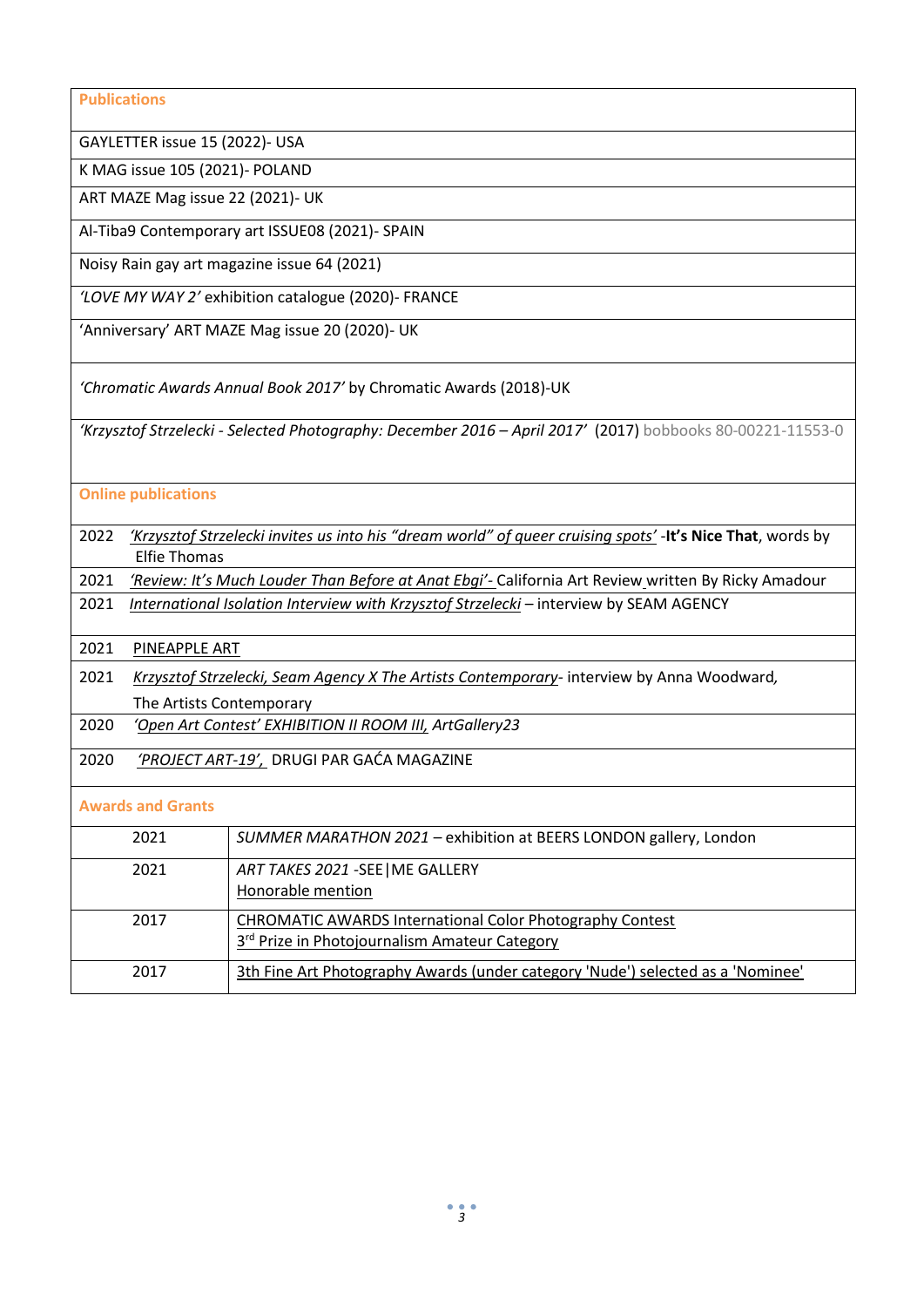## Publications

GAYLETTER issue 15 (2022)- USA

K MAG issue 105 (2021)- POLAND

ART MAZE Mag issue 22 (2021)- UK

Al-Tiba9 Contemporary art ISSUE08 (2021)- SPAIN

Noisy Rain gay art magazine issue 64 (2021)

*'LOVE MY WAY 2'* exhibition catalogue (2020)- FRANCE

'Anniversary' ART MAZE Mag issue 20 (2020)- UK

*'Chromatic Awards Annual Book 2017'* by Chromatic Awards (2018)-UK

*'Krzysztof Strzelecki - Selected Photography: December 2016 – April 2017'* (2017) bobbooks 80-00221-11553-0

## Online publications

2022 *'Krzysztof Strzelecki invites us into his "dream world" of queer cruising spots'* -**It's Nice That**, words by Elfie Thomas

2021 *'Review: It's Much Louder Than Before at Anat Ebgi'-* California Art Review written By Ricky Amadour

2021 *International Isolation Interview with Krzysztof Strzelecki* – interview by SEAM AGENCY

2021 PINEAPPLE ART

2021 *Krzysztof Strzelecki, Seam Agency X The Artists Contemporary*- interview by Anna Woodward, The Artists Contemporary

2020 *'Open Art Contest' EXHIBITION II ROOM III, ArtGallery23*

2020 *'PROJECT ART-19',* DRUGI PAR GAĆA MAGAZINE

## Awards and Grants

| | |
|---|---|
| 2021 | *SUMMER MARATHON 2021* – exhibition at BEERS LONDON gallery, London |
| 2021 | *ART TAKES 2021* -SEE\|ME GALLERY<br>Honorable mention |
| 2017 | CHROMATIC AWARDS International Color Photography Contest<br>3rd Prize in Photojournalism Amateur Category |
| 2017 | 3th Fine Art Photography Awards (under category 'Nude') selected as a 'Nominee' |